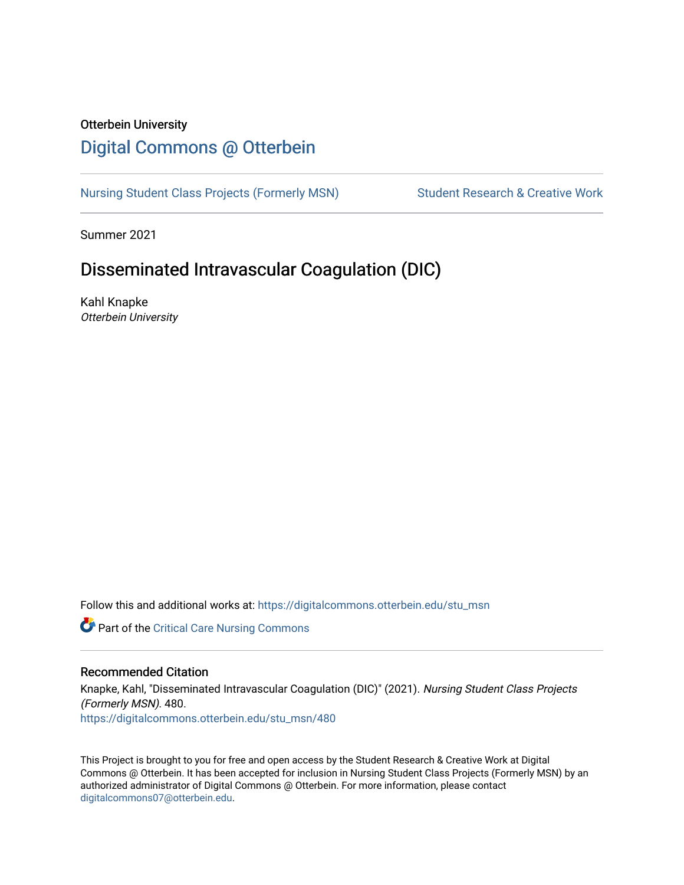Otterbein University

# Digital Commons @ Otterbein

Nursing Student Class Projects (Formerly MSN) | Student Research & Creative Work

Summer 2021

## Disseminated Intravascular Coagulation (DIC)

Kahl Knapke
*Otterbein University*

Follow this and additional works at: https://digitalcommons.otterbein.edu/stu_msn

Part of the Critical Care Nursing Commons

### Recommended Citation

Knapke, Kahl, "Disseminated Intravascular Coagulation (DIC)" (2021). *Nursing Student Class Projects (Formerly MSN)*. 480.
https://digitalcommons.otterbein.edu/stu_msn/480

This Project is brought to you for free and open access by the Student Research & Creative Work at Digital Commons @ Otterbein. It has been accepted for inclusion in Nursing Student Class Projects (Formerly MSN) by an authorized administrator of Digital Commons @ Otterbein. For more information, please contact digitalcommons07@otterbein.edu.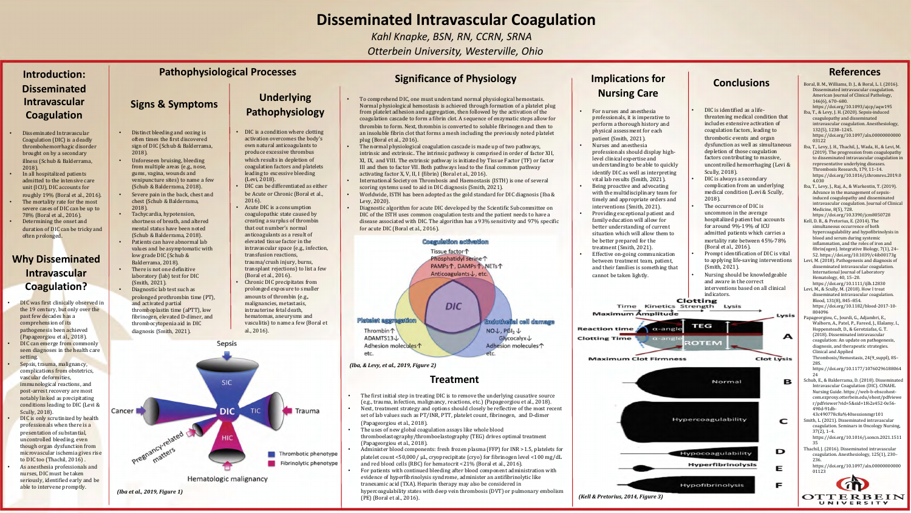# Disseminated Intravascular Coagulation

*Kahl Knapke, BSN, RN, CCRN, SRNA*

*Otterbein University, Westerville, Ohio*

## Introduction: Disseminated Intravascular Coagulation

- Disseminated Intravascular Coagulation (DIC) is a deadly thrombohemorrhagic disorder brought on by a secondary illness (Schub & Balderrama, 2018).
- In all hospitalized patients admitted to the intensive care unit (ICU), DIC accounts for roughly 19% (Boral et al., 2016).
- The mortality rate for the most severe cases of DIC can be up to 78% (Boral et al., 2016).
- Determining the onset and duration of DIC can be tricky and often prolonged.

## Why Disseminated Intravascular Coagulation?

- DIC was first clinically observed in the 19 century, but only over the past few decades has a comprehension of its pathogenesis been achieved (Papageorgiou et al., 2018).
- DIC can emerge from commonly seen diagnoses in the health care setting.
- Sepsis, trauma, malignancy, complications from obstetrics, vascular deformities, immunological reactions, and post-arrest recovery are most notably linked as precipitating conditions leading to DIC (Levi & Scully, 2018).
- DIC is only scrutinized by health professionals when there is a presentation of substantial, uncontrolled bleeding, even though organ dysfunction from microvascular ischemia gives rise to DIC too (Thachil, 2016).
- As anesthesia professionals and nurses, DIC must be taken seriously, identified early and be able to intervene promptly.

## Pathophysiological Processes

### Signs & Symptoms

- Distinct bleeding and oozing is often times the first discovered sign of DIC (Schub & Balderrama, 2018).
- Unforeseen bruising, bleeding from multiple areas (e.g., nose, gums, vagina, wounds and venipuncture sites) to name a few (Schub & Balderrama, 2018).
- Severe pain in the back, chest and chest (Schub & Balderrama, 2018).
- Tachycardia, hypotension, shortness of breath, and altered mental status have been noted (Schub & Balderrama, 2018).
- Patients can have abnormal lab values and be asymptomatic with low grade DIC (Schub & Balderrama, 2018).
- There is not one definitive laboratory (lab) test for DIC (Smith, 2021).
- Diagnostic lab test such as prolonged prothrombin time (PT), and activated partial thromboplastin time (aPTT), low fibrinogen, elevated D-dimer, and thrombocytopenia aid in DIC diagnosis (Smith, 2021).

### Underlying Pathophysiology

- DIC is a condition where clotting activation overcomes the body's own natural anticoagulants to produce excessive thrombus which results in depletion of coagulation factors and platelets leading to excessive bleeding (Levi, 2018).
- DIC can be differentiated as either be Acute or Chronic (Boral et al., 2016).
- Acute DIC is a consumption coagulopathic state caused by creating a surplus of thrombin that out number's normal anticoagulants as a result of elevated tissue factor in the intravascular space (e.g., infection, transfusion reactions, trauma/crush injury, burns, transplant rejections) to list a few (Boral et al., 2016).
- Chronic DIC precipitates from prolonged exposure to smaller amounts of thrombin (e.g., malignancies, metastasis, intrauterine fetal death, hematomas, aneurysms and vasculitis) to name a few (Boral et al., 2016).

Sepsis
SIC
Cancer
DIC
TIC
Trauma
HIC
Pregnancy-related matters
Thrombotic phenotype
Fibrinolytic phenotype
Hematologic malignancy

*(Iba et al., 2019, Figure 1)*

## Significance of Physiology

- To comprehend DIC, one must understand normal physiological hemostasis. Normal physiological hemostasis is achieved through formation of a platelet plug from platelet adhesion and aggregation, then followed by the activation of the coagulation cascade to form a fibrin clot. A sequence of enzymatic steps allow for thrombin to form. Next, thrombin is converted to soluble fibrinogen and then to an insoluble fibrin clot that forms a mesh including the previously noted platelet plug (Boral et al., 2016).
- The normal physiological coagulation cascade is made up of two pathways, intrinsic and extrinsic. The intrinsic pathway is comprised in order of factor XII, XI, IX, and VIII. The extrinsic pathway is initiated by Tissue Factor (TF) or factor III and then to factor VII. Both pathways lead to the final common pathway activating factor X, V, II, I (fibrin) (Boral et al., 2016).
- International Society on Thrombosis and Haemostasis (ISTH) is one of several scoring systems used to aid in DIC diagnosis (Smith, 2021).
- Worldwide, ISTH has been adopted as the gold standard for DIC diagnosis (Iba & Levy, 2020).
- Diagnostic algorithm for acute DIC developed by the Scientific Subcommittee on DIC of the ISTH uses common coagulation tests and the patient needs to have a disease associated with DIC. The algorithm has a 93% sensitivity and 97% specific for acute DIC (Boral et al., 2016).

Coagulation activation
Tissue factor↑
Phosphatidyl serine↑
PAMPs↑, DAMPs↑, NETs↑
Anticoagulants↓, etc.
DIC
Platelet aggregation
Thrombin↑
ADAMTS13↓
Adhesion molecules↑
etc.
Endothelial cell damage
NO↓, $PGI_2$↓
Glycocalyx↓
Adhesion molecules↑
etc.

*(Iba & Levy, et al., 2019, Figure 2)*

## Treatment

- The first initial step in treating DIC is to remove the underlying causative source (e.g., trauma, infection, malignancy, reactions, etc.) (Papageorgiou et al., 2018).
- Next, treatment strategy and options should closely be reflective of the most recent set of lab values such as PT/INR, PTT, platelet count, fibrinogen, and D-dimer (Papageorgiou et al., 2018).
- The uses of new global coagulation assays like whole blood thromboelastography/thromboelastography (TEG) drives optimal treatment (Papageorgiou et al., 2018).
- Administer blood components: fresh frozen plasma (FFP) for INR > 1.5, platelets for platelet count <50,000 / µL, cryoprecipitate (cryo) for fibrinogen level <100 mg/dL and red blood cells (RBC) for hematocrit <21% (Boral et al., 2016).
- For patients with continued bleeding after blood component administration with evidence of hyperfibrinolysis syndrome, administer an antifibrinolytic like tranexamic acid (TXA). Heparin therapy may also be considered in hypercoagulability states with deep vein thrombosis (DVT) or pulmonary embolism (PE) (Boral et al., 2016).

## Implications for Nursing Care

- For nurses and anesthesia professionals, it is imperative to perform a thorough history and physical assessment for each patient (Smith, 2021).
- Nurses and anesthesia professionals should display high-level clinical expertise and understanding to be able to quickly identify DIC as well as interpreting vital lab results (Smith, 2021).
- Being proactive and advocating with the multidisciplinary team for timely and appropriate orders and interventions (Smith, 2021).
- Providing exceptional patient and family education will allow for better understanding of current situation which will allow them to be better prepared for the treatment (Smith, 2021).
- Effective on-going communication between treatment team, patient, and their families is something that cannot be taken lightly.

## Conclusions

- DIC is identified as a life-threatening medical condition that includes extensive activation of coagulation factors, leading to thrombotic events and organ dysfunction as well as simultaneous depletion of those coagulation factors contributing to massive, uncontrolled hemorrhaging (Levi & Scully, 2018).
- DIC is always a secondary complication from an underlying medical condition (Levi & Scully, 2018).
- The occurrence of DIC is uncommon in the average hospitalized patient but accounts for around 9%-19% of ICU admitted patients which carries a mortality rate between 45%-78% (Boral et al., 2016).
- Prompt identification of DIC is vital to applying life-saving interventions (Smith, 2021).
- Nursing should be knowledgeable and aware in the correct interventions based on all clinical indicators.

Clotting
Time Kinetics Strength Lysis
Maximum Amplitude
Lysis
Reaction time
α-angle
TEG
A
Clotting Time
α-angle
ROTEM
Maximum Clot Firmness
Clot Lysis
Normal
B
Hypercoagulability
C
Hypocoagulability
D
Hyperfibrinolysis
E
Hypofibrinolysis
F

*(Kell & Pretorius, 2014, Figure 3)*

## References

Boral, B. M., Williams, D. J., & Boral, L. I. (2016). Disseminated intravascular coagulation. American Journal of Clinical Pathology, 146(6), 670–680. https://doi.org/10.1093/ajcp/aqw195

Iba, T., & Levy, J. H. (2020). Sepsis-induced coagulopathy and disseminated intravascular coagulation. Anesthesiology, 132(5), 1238–1245. https://doi.org/10.1097/aln.0000000000003122

Iba, T., Levy, J. H., Thachil, J., Wada, H., & Levi, M. (2019). The progression from coagulopathy to disseminated intravascular coagulation in representative underlying diseases. Thrombosis Research, 179, 11–14. https://doi.org/10.1016/j.thromres.2019.04.030

Iba, T., Levy, J., Raj, A., & Warkentin, T. (2019). Advance in the management of sepsis-induced coagulopathy and disseminated intravascular coagulation. Journal of Clinical Medicine, 8(5), 728. https://doi.org/10.3390/jcm8050728

Kell, D. B., & Pretorius, E. (2014). The simultaneous occurrence of both hypercoagulability and hypofibrinolysis in blood and serum during systemic inflammation, and the roles of iron and fibrin(ogen). Integrative Biology, 7(1), 24–52. https://doi.org/10.1039/c4ib00173g

Levi, M. (2018). Pathogenesis and diagnosis of disseminated intravascular coagulation. International Journal of Laboratory Hematology, 40, 15–20. https://doi.org/10.1111/ijlh.12830

Levi, M., & Scully, M. (2018). How I treat disseminated intravascular coagulation. Blood, 131(8), 845–854. https://doi.org/10.1182/blood-2017-10-804096

Papageorgiou, C., Jourdi, G., Adjambri, E., Walborn, A., Patel, P., Fareed, J., Elalamy, I., Hoppensteadt, D., & Gerotziafas, G. T. (2018). Disseminated intravascular coagulation: An update on pathogenesis, diagnosis, and therapeutic strategies. Clinical and Applied Thrombosis/Hemostasis, 24(9_suppl), 8S–28S. https://doi.org/10.1177/1076029618806424

Schub, E., & Balderrama, D. (2018). Disseminated Intravascular Coagulation (DIC). CINAHL Nursing Guide. https://web-b-ebscohost-com.ezproxy.otterbein.edu/ehost/pdfviewer/pdfviewer?vid=5&sid=1f62e452-0e56-490d-91db-43c490778c8a%40sessionmgr101

Smith, L. (2021). Disseminated intravascular coagulation. Seminars in Oncology Nursing, 37(2), 1–4. https://doi.org/10.1016/j.soncn.2021.151135

Thachil, J. (2016). Disseminated intravascular coagulation. Anesthesiology, 125(1), 230–236. https://doi.org/10.1097/aln.0000000000001123

OTTERBEIN UNIVERSITY